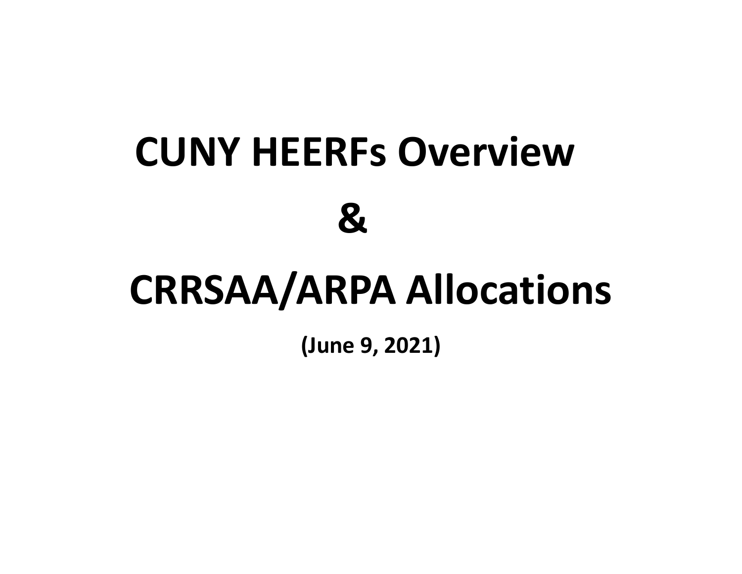# CUNY HEERFs Overview

# &

# CRRSAA/ARPA Allocations

**(June 9, 2021)**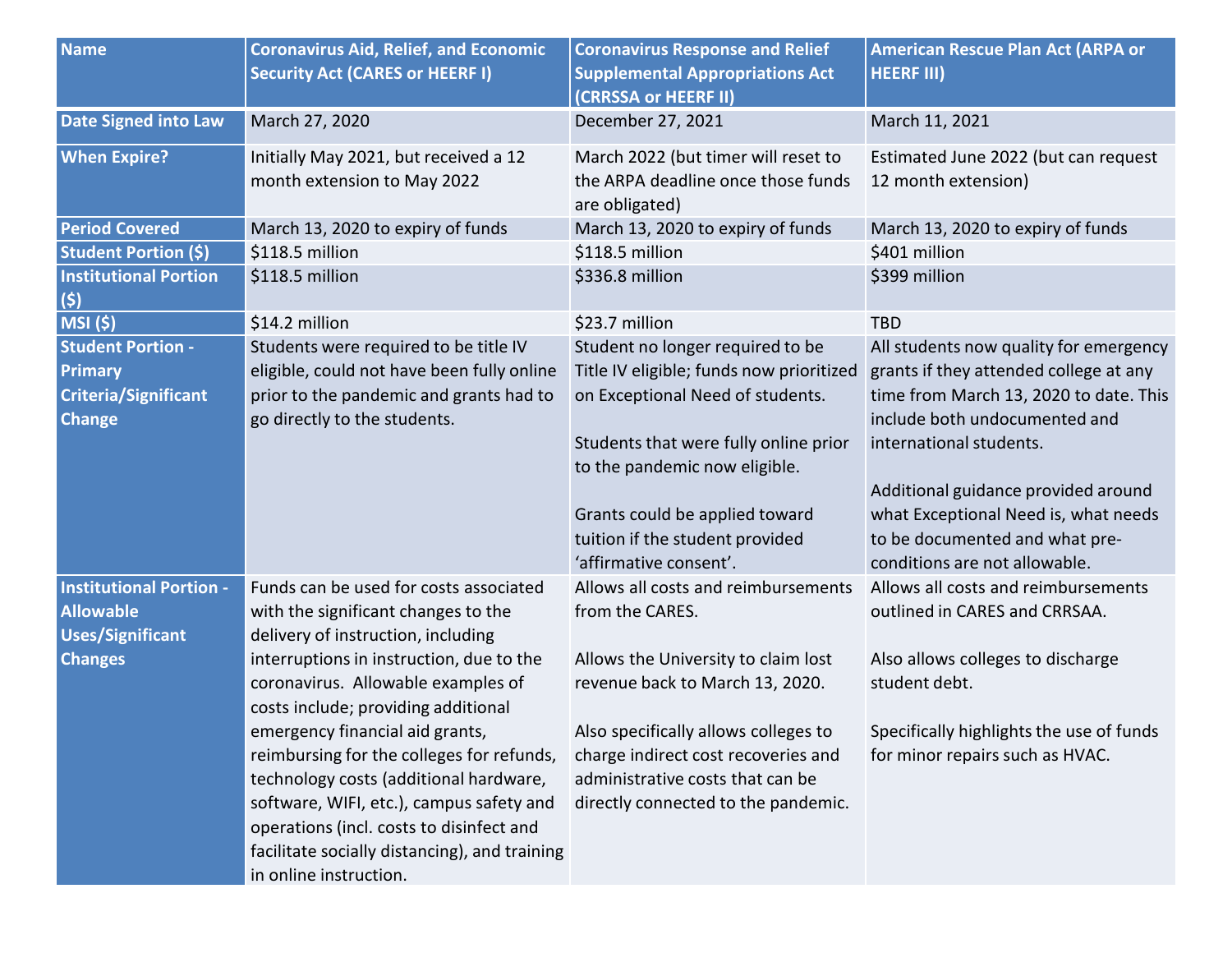| Name | Coronavirus Aid, Relief, and Economic Security Act (CARES or HEERF I) | Coronavirus Response and Relief Supplemental Appropriations Act (CRRSSA or HEERF II) | American Rescue Plan Act (ARPA or HEERF III) |
|---|---|---|---|
| Date Signed into Law | March 27, 2020 | December 27, 2021 | March 11, 2021 |
| When Expire? | Initially May 2021, but received a 12 month extension to May 2022 | March 2022 (but timer will reset to the ARPA deadline once those funds are obligated) | Estimated June 2022 (but can request 12 month extension) |
| Period Covered | March 13, 2020 to expiry of funds | March 13, 2020 to expiry of funds | March 13, 2020 to expiry of funds |
| Student Portion ($) | $118.5 million | $118.5 million | $401 million |
| Institutional Portion ($) | $118.5 million | $336.8 million | $399 million |
| MSI ($) | $14.2 million | $23.7 million | TBD |
| Student Portion - Primary Criteria/Significant Change | Students were required to be title IV eligible, could not have been fully online prior to the pandemic and grants had to go directly to the students. | Student no longer required to be Title IV eligible; funds now prioritized on Exceptional Need of students.<br><br>Students that were fully online prior to the pandemic now eligible.<br><br>Grants could be applied toward tuition if the student provided 'affirmative consent'. | All students now quality for emergency grants if they attended college at any time from March 13, 2020 to date. This include both undocumented and international students.<br><br>Additional guidance provided around what Exceptional Need is, what needs to be documented and what pre-conditions are not allowable. |
| Institutional Portion - Allowable Uses/Significant Changes | Funds can be used for costs associated with the significant changes to the delivery of instruction, including interruptions in instruction, due to the coronavirus. Allowable examples of costs include; providing additional emergency financial aid grants, reimbursing for the colleges for refunds, technology costs (additional hardware, software, WIFI, etc.), campus safety and operations (incl. costs to disinfect and facilitate socially distancing), and training in online instruction. | Allows all costs and reimbursements from the CARES.<br><br>Allows the University to claim lost revenue back to March 13, 2020.<br><br>Also specifically allows colleges to charge indirect cost recoveries and administrative costs that can be directly connected to the pandemic. | Allows all costs and reimbursements outlined in CARES and CRRSAA.<br><br>Also allows colleges to discharge student debt.<br><br>Specifically highlights the use of funds for minor repairs such as HVAC. |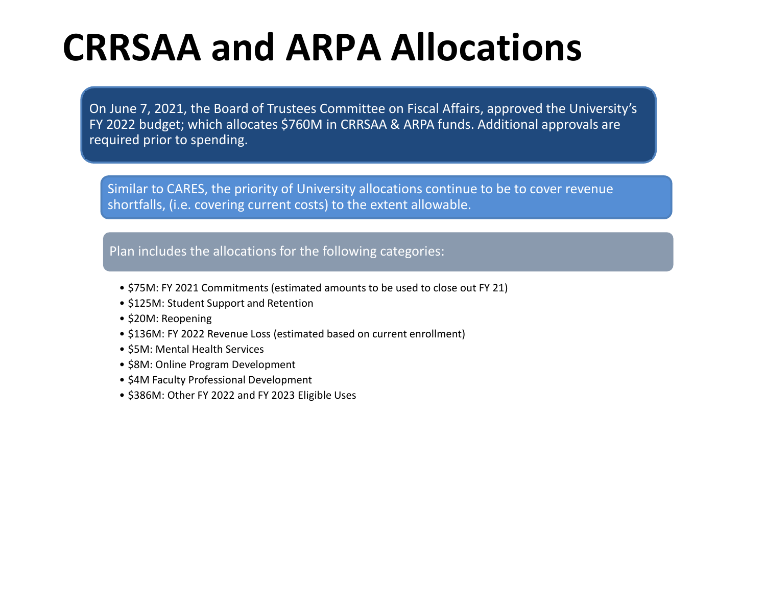# CRRSAA and ARPA Allocations

On June 7, 2021, the Board of Trustees Committee on Fiscal Affairs, approved the University's FY 2022 budget; which allocates $760M in CRRSAA & ARPA funds. Additional approvals are required prior to spending.

Similar to CARES, the priority of University allocations continue to be to cover revenue shortfalls, (i.e. covering current costs) to the extent allowable.

Plan includes the allocations for the following categories:

- $75M: FY 2021 Commitments (estimated amounts to be used to close out FY 21)
- $125M: Student Support and Retention
- $20M: Reopening
- $136M: FY 2022 Revenue Loss (estimated based on current enrollment)
- $5M: Mental Health Services
- $8M: Online Program Development
- $4M Faculty Professional Development
- $386M: Other FY 2022 and FY 2023 Eligible Uses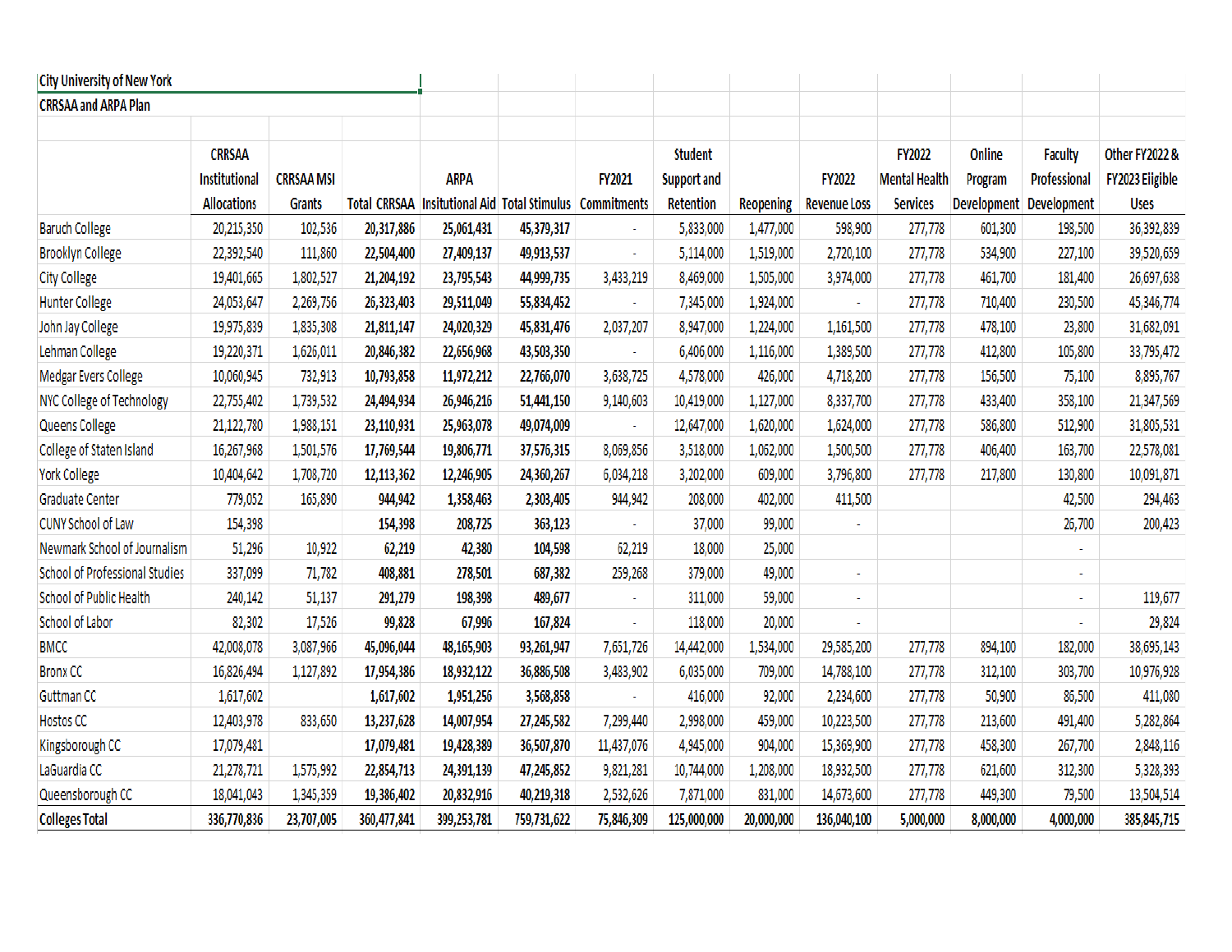City University of New York

CRRSAA and ARPA Plan

| | CRRSAA Institutional Allocations | CRRSAA MSI Grants | Total CRRSAA | ARPA Institutional Aid | Total Stimulus | FY2021 Commitments | Student Support and Retention | Reopening | FY2022 Revenue Loss | FY2022 Mental Health Services | Online Program Development | Faculty Professional Development | Other FY2022 & FY2023 Eligible Uses |
|---|---|---|---|---|---|---|---|---|---|---|---|---|---|
| Baruch College | 20,215,350 | 102,536 | 20,317,886 | 25,061,431 | 45,379,317 | - | 5,833,000 | 1,477,000 | 598,900 | 277,778 | 601,300 | 198,500 | 36,392,839 |
| Brooklyn College | 22,392,540 | 111,860 | 22,504,400 | 27,409,137 | 49,913,537 | - | 5,114,000 | 1,519,000 | 2,720,100 | 277,778 | 534,900 | 227,100 | 39,520,659 |
| City College | 19,401,665 | 1,802,527 | 21,204,192 | 23,795,543 | 44,999,735 | 3,433,219 | 8,469,000 | 1,505,000 | 3,974,000 | 277,778 | 461,700 | 181,400 | 26,697,638 |
| Hunter College | 24,053,647 | 2,269,756 | 26,323,403 | 29,511,049 | 55,834,452 | - | 7,345,000 | 1,924,000 | - | 277,778 | 710,400 | 230,500 | 45,346,774 |
| John Jay College | 19,975,839 | 1,835,308 | 21,811,147 | 24,020,329 | 45,831,476 | 2,037,207 | 8,947,000 | 1,224,000 | 1,161,500 | 277,778 | 478,100 | 23,800 | 31,682,091 |
| Lehman College | 19,220,371 | 1,626,011 | 20,846,382 | 22,656,968 | 43,503,350 | - | 6,406,000 | 1,116,000 | 1,389,500 | 277,778 | 412,800 | 105,800 | 33,795,472 |
| Medgar Evers College | 10,060,945 | 732,913 | 10,793,858 | 11,972,212 | 22,766,070 | 3,638,725 | 4,578,000 | 426,000 | 4,718,200 | 277,778 | 156,500 | 75,100 | 8,895,767 |
| NYC College of Technology | 22,755,402 | 1,739,532 | 24,494,934 | 26,946,216 | 51,441,150 | 9,140,603 | 10,419,000 | 1,127,000 | 8,337,700 | 277,778 | 433,400 | 358,100 | 21,347,569 |
| Queens College | 21,122,780 | 1,988,151 | 23,110,931 | 25,963,078 | 49,074,009 | - | 12,647,000 | 1,620,000 | 1,624,000 | 277,778 | 586,800 | 512,900 | 31,805,531 |
| College of Staten Island | 16,267,968 | 1,501,576 | 17,769,544 | 19,806,771 | 37,576,315 | 8,069,856 | 3,518,000 | 1,062,000 | 1,500,500 | 277,778 | 406,400 | 163,700 | 22,578,081 |
| York College | 10,404,642 | 1,708,720 | 12,113,362 | 12,246,905 | 24,360,267 | 6,034,218 | 3,202,000 | 609,000 | 3,796,800 | 277,778 | 217,800 | 130,800 | 10,091,871 |
| Graduate Center | 779,052 | 165,890 | 944,942 | 1,358,463 | 2,303,405 | 944,942 | 208,000 | 402,000 | 411,500 | | | 42,500 | 294,463 |
| CUNY School of Law | 154,398 | | 154,398 | 208,725 | 363,123 | - | 37,000 | 99,000 | - | | | 26,700 | 200,423 |
| Newmark School of Journalism | 51,296 | 10,922 | 62,219 | 42,380 | 104,598 | 62,219 | 18,000 | 25,000 | | | | - | |
| School of Professional Studies | 337,099 | 71,782 | 408,881 | 278,501 | 687,382 | 259,268 | 379,000 | 49,000 | - | | | - | |
| School of Public Health | 240,142 | 51,137 | 291,279 | 198,398 | 489,677 | - | 311,000 | 59,000 | - | | | - | 119,677 |
| School of Labor | 82,302 | 17,526 | 99,828 | 67,996 | 167,824 | - | 118,000 | 20,000 | - | | | - | 29,824 |
| BMCC | 42,008,078 | 3,087,966 | 45,096,044 | 48,165,903 | 93,261,947 | 7,651,726 | 14,442,000 | 1,534,000 | 29,585,200 | 277,778 | 894,100 | 182,000 | 38,695,143 |
| Bronx CC | 16,826,494 | 1,127,892 | 17,954,386 | 18,932,122 | 36,886,508 | 3,483,902 | 6,035,000 | 709,000 | 14,788,100 | 277,778 | 312,100 | 303,700 | 10,976,928 |
| Guttman CC | 1,617,602 | | 1,617,602 | 1,951,256 | 3,568,858 | - | 416,000 | 92,000 | 2,234,600 | 277,778 | 50,900 | 86,500 | 411,080 |
| Hostos CC | 12,403,978 | 833,650 | 13,237,628 | 14,007,954 | 27,245,582 | 7,299,440 | 2,998,000 | 459,000 | 10,223,500 | 277,778 | 213,600 | 491,400 | 5,282,864 |
| Kingsborough CC | 17,079,481 | | 17,079,481 | 19,428,389 | 36,507,870 | 11,437,076 | 4,945,000 | 904,000 | 15,369,900 | 277,778 | 458,300 | 267,700 | 2,848,116 |
| LaGuardia CC | 21,278,721 | 1,575,992 | 22,854,713 | 24,391,139 | 47,245,852 | 9,821,281 | 10,744,000 | 1,208,000 | 18,932,500 | 277,778 | 621,600 | 312,300 | 5,328,393 |
| Queensborough CC | 18,041,043 | 1,345,359 | 19,386,402 | 20,832,916 | 40,219,318 | 2,532,626 | 7,871,000 | 831,000 | 14,673,600 | 277,778 | 449,300 | 79,500 | 13,504,514 |
| **Colleges Total** | **336,770,836** | **23,707,005** | **360,477,841** | **399,253,781** | **759,731,622** | **75,846,309** | **125,000,000** | **20,000,000** | **136,040,100** | **5,000,000** | **8,000,000** | **4,000,000** | **385,845,715** |